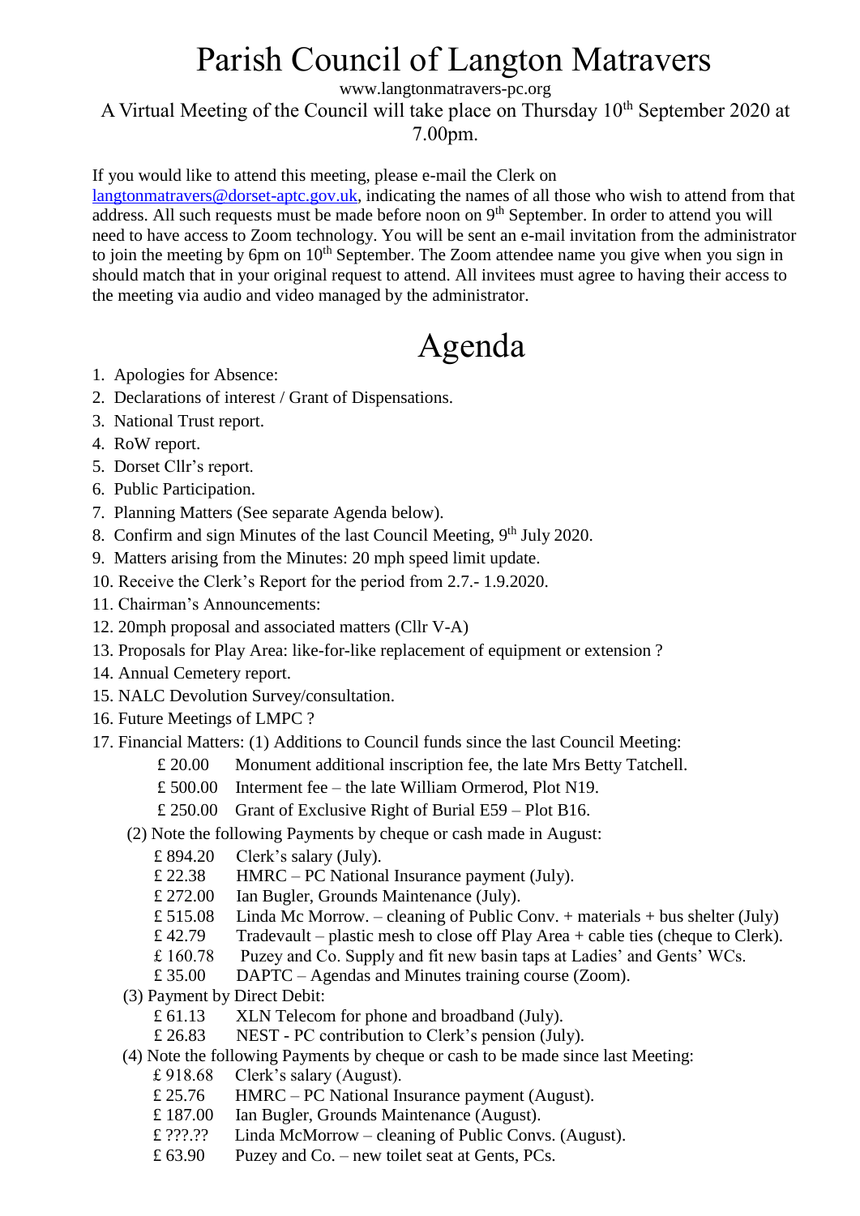# Parish Council of Langton Matravers

www.langtonmatravers-pc.org

A Virtual Meeting of the Council will take place on Thursday 10th September 2020 at 7.00pm.

If you would like to attend this meeting, please e-mail the Clerk on langtonmatravers@dorset-aptc.gov.uk, indicating the names of all those who wish to attend from that address. All such requests must be made before noon on 9th September. In order to attend you will need to have access to Zoom technology. You will be sent an e-mail invitation from the administrator to join the meeting by 6pm on 10th September. The Zoom attendee name you give when you sign in should match that in your original request to attend. All invitees must agree to having their access to the meeting via audio and video managed by the administrator.

# Agenda

1. Apologies for Absence:
2. Declarations of interest / Grant of Dispensations.
3. National Trust report.
4. RoW report.
5. Dorset Cllr's report.
6. Public Participation.
7. Planning Matters (See separate Agenda below).
8. Confirm and sign Minutes of the last Council Meeting, 9th July 2020.
9. Matters arising from the Minutes: 20 mph speed limit update.
10. Receive the Clerk's Report for the period from 2.7.- 1.9.2020.
11. Chairman's Announcements:
12. 20mph proposal and associated matters (Cllr V-A)
13. Proposals for Play Area: like-for-like replacement of equipment or extension ?
14. Annual Cemetery report.
15. NALC Devolution Survey/consultation.
16. Future Meetings of LMPC ?
17. Financial Matters: (1) Additions to Council funds since the last Council Meeting:
    - £ 20.00 Monument additional inscription fee, the late Mrs Betty Tatchell.
    - £ 500.00 Interment fee – the late William Ormerod, Plot N19.
    - £ 250.00 Grant of Exclusive Right of Burial E59 – Plot B16.

    (2) Note the following Payments by cheque or cash made in August:
    - £ 894.20 Clerk's salary (July).
    - £ 22.38 HMRC – PC National Insurance payment (July).
    - £ 272.00 Ian Bugler, Grounds Maintenance (July).
    - £ 515.08 Linda Mc Morrow. – cleaning of Public Conv. + materials + bus shelter (July)
    - £ 42.79 Tradevault – plastic mesh to close off Play Area + cable ties (cheque to Clerk).
    - £ 160.78 Puzey and Co. Supply and fit new basin taps at Ladies' and Gents' WCs.
    - £ 35.00 DAPTC – Agendas and Minutes training course (Zoom).

    (3) Payment by Direct Debit:
    - £ 61.13 XLN Telecom for phone and broadband (July).
    - £ 26.83 NEST - PC contribution to Clerk's pension (July).

    (4) Note the following Payments by cheque or cash to be made since last Meeting:
    - £ 918.68 Clerk's salary (August).
    - £ 25.76 HMRC – PC National Insurance payment (August).
    - £ 187.00 Ian Bugler, Grounds Maintenance (August).
    - £ ???.?? Linda McMorrow – cleaning of Public Convs. (August).
    - £ 63.90 Puzey and Co. – new toilet seat at Gents, PCs.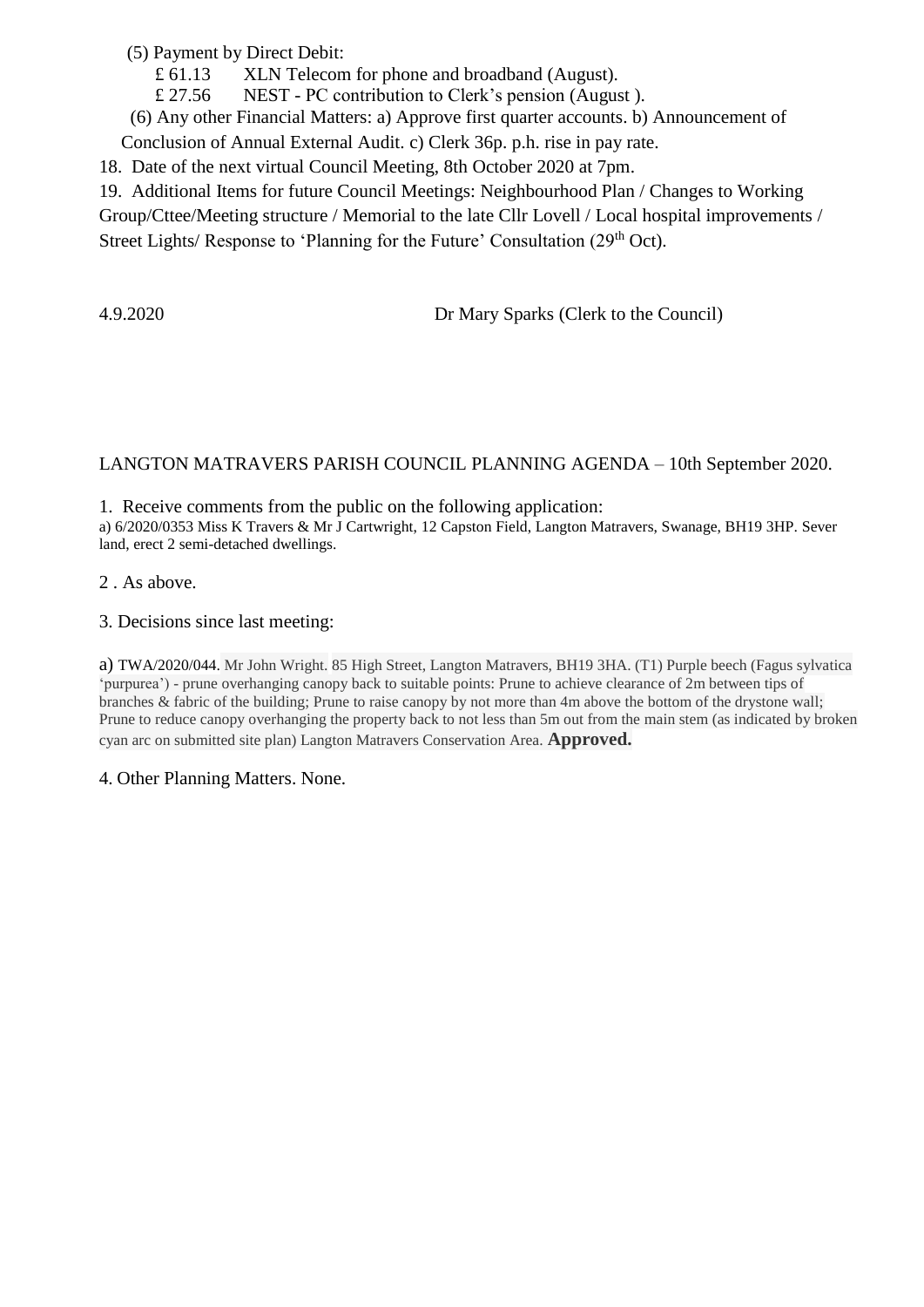(5) Payment by Direct Debit:

£ 61.13 XLN Telecom for phone and broadband (August).

£ 27.56 NEST - PC contribution to Clerk's pension (August ).

(6) Any other Financial Matters: a) Approve first quarter accounts. b) Announcement of Conclusion of Annual External Audit. c) Clerk 36p. p.h. rise in pay rate.

18. Date of the next virtual Council Meeting, 8th October 2020 at 7pm.

19. Additional Items for future Council Meetings: Neighbourhood Plan / Changes to Working Group/Cttee/Meeting structure / Memorial to the late Cllr Lovell / Local hospital improvements / Street Lights/ Response to 'Planning for the Future' Consultation (29th Oct).

4.9.2020 Dr Mary Sparks (Clerk to the Council)

LANGTON MATRAVERS PARISH COUNCIL PLANNING AGENDA – 10th September 2020.

1. Receive comments from the public on the following application:

a) 6/2020/0353 Miss K Travers & Mr J Cartwright, 12 Capston Field, Langton Matravers, Swanage, BH19 3HP. Sever land, erect 2 semi-detached dwellings.

2 . As above.

3. Decisions since last meeting:

a) TWA/2020/044. Mr John Wright. 85 High Street, Langton Matravers, BH19 3HA. (T1) Purple beech (Fagus sylvatica 'purpurea') - prune overhanging canopy back to suitable points: Prune to achieve clearance of 2m between tips of branches & fabric of the building; Prune to raise canopy by not more than 4m above the bottom of the drystone wall; Prune to reduce canopy overhanging the property back to not less than 5m out from the main stem (as indicated by broken cyan arc on submitted site plan) Langton Matravers Conservation Area. **Approved.**

4. Other Planning Matters. None.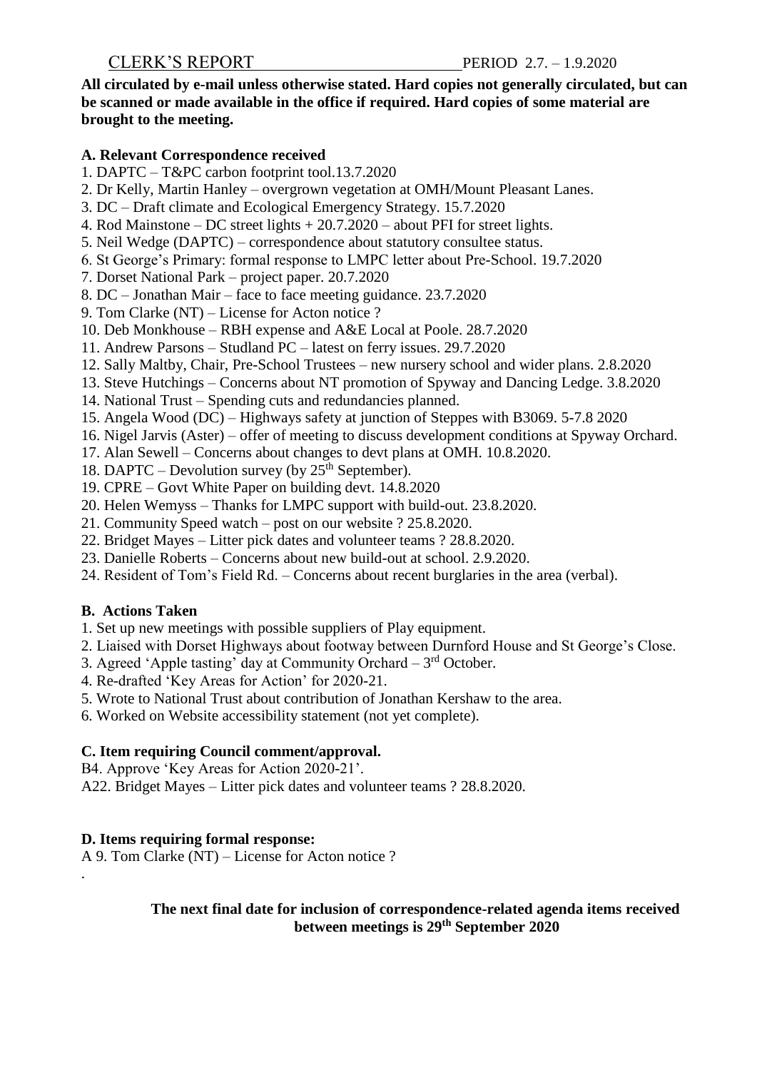CLERK'S REPORT PERIOD 2.7. – 1.9.2020

**All circulated by e-mail unless otherwise stated. Hard copies not generally circulated, but can be scanned or made available in the office if required. Hard copies of some material are brought to the meeting.**

### A. Relevant Correspondence received

1. DAPTC – T&PC carbon footprint tool.13.7.2020
2. Dr Kelly, Martin Hanley – overgrown vegetation at OMH/Mount Pleasant Lanes.
3. DC – Draft climate and Ecological Emergency Strategy. 15.7.2020
4. Rod Mainstone – DC street lights + 20.7.2020 – about PFI for street lights.
5. Neil Wedge (DAPTC) – correspondence about statutory consultee status.
6. St George's Primary: formal response to LMPC letter about Pre-School. 19.7.2020
7. Dorset National Park – project paper. 20.7.2020
8. DC – Jonathan Mair – face to face meeting guidance. 23.7.2020
9. Tom Clarke (NT) – License for Acton notice ?
10. Deb Monkhouse – RBH expense and A&E Local at Poole. 28.7.2020
11. Andrew Parsons – Studland PC – latest on ferry issues. 29.7.2020
12. Sally Maltby, Chair, Pre-School Trustees – new nursery school and wider plans. 2.8.2020
13. Steve Hutchings – Concerns about NT promotion of Spyway and Dancing Ledge. 3.8.2020
14. National Trust – Spending cuts and redundancies planned.
15. Angela Wood (DC) – Highways safety at junction of Steppes with B3069. 5-7.8 2020
16. Nigel Jarvis (Aster) – offer of meeting to discuss development conditions at Spyway Orchard.
17. Alan Sewell – Concerns about changes to devt plans at OMH. 10.8.2020.
18. DAPTC – Devolution survey (by 25th September).
19. CPRE – Govt White Paper on building devt. 14.8.2020
20. Helen Wemyss – Thanks for LMPC support with build-out. 23.8.2020.
21. Community Speed watch – post on our website ? 25.8.2020.
22. Bridget Mayes – Litter pick dates and volunteer teams ? 28.8.2020.
23. Danielle Roberts – Concerns about new build-out at school. 2.9.2020.
24. Resident of Tom's Field Rd. – Concerns about recent burglaries in the area (verbal).

### B. Actions Taken

1. Set up new meetings with possible suppliers of Play equipment.
2. Liaised with Dorset Highways about footway between Durnford House and St George's Close.
3. Agreed 'Apple tasting' day at Community Orchard – 3rd October.
4. Re-drafted 'Key Areas for Action' for 2020-21.
5. Wrote to National Trust about contribution of Jonathan Kershaw to the area.
6. Worked on Website accessibility statement (not yet complete).

### C. Item requiring Council comment/approval.

B4. Approve 'Key Areas for Action 2020-21'.

A22. Bridget Mayes – Litter pick dates and volunteer teams ? 28.8.2020.

### D. Items requiring formal response:

A 9. Tom Clarke (NT) – License for Acton notice ?

**The next final date for inclusion of correspondence-related agenda items received between meetings is 29th September 2020**